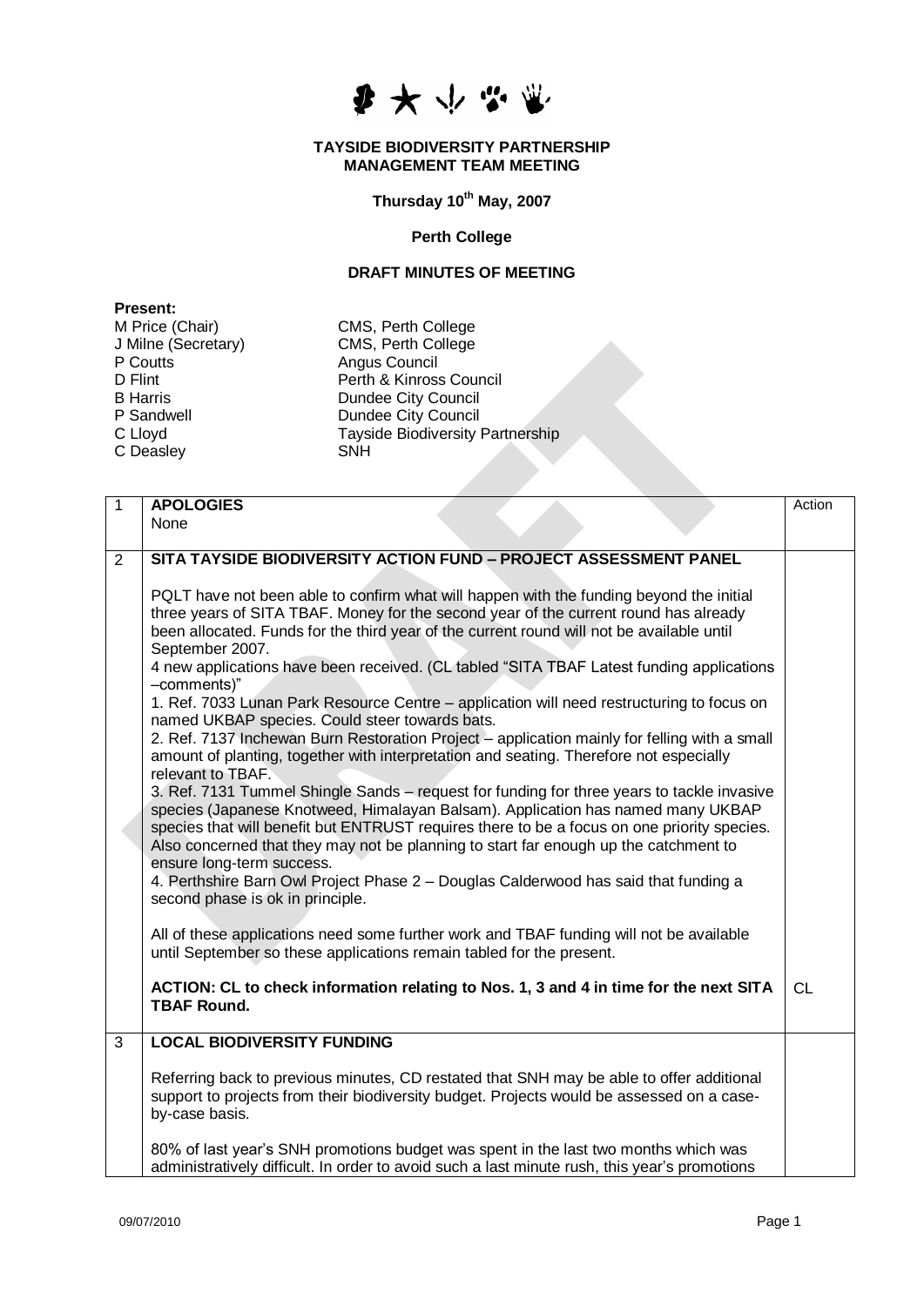**TAYSIDE BIODIVERSITY PARTNERSHIP**
**MANAGEMENT TEAM MEETING**

**Thursday 10th May, 2007**

**Perth College**

**DRAFT MINUTES OF MEETING**

**Present:**

| | |
|---|---|
| M Price (Chair) | CMS, Perth College |
| J Milne (Secretary) | CMS, Perth College |
| P Coutts | Angus Council |
| D Flint | Perth & Kinross Council |
| B Harris | Dundee City Council |
| P Sandwell | Dundee City Council |
| C Lloyd | Tayside Biodiversity Partnership |
| C Deasley | SNH |

| | | Action |
|---|---|---|
| 1 | **APOLOGIES**<br>None | |
| 2 | **SITA TAYSIDE BIODIVERSITY ACTION FUND – PROJECT ASSESSMENT PANEL**<br><br>PQLT have not been able to confirm what will happen with the funding beyond the initial three years of SITA TBAF. Money for the second year of the current round has already been allocated. Funds for the third year of the current round will not be available until September 2007.<br>4 new applications have been received. (CL tabled "SITA TBAF Latest funding applications –comments)"<br>1. Ref. 7033 Lunan Park Resource Centre – application will need restructuring to focus on named UKBAP species. Could steer towards bats.<br>2. Ref. 7137 Inchewan Burn Restoration Project – application mainly for felling with a small amount of planting, together with interpretation and seating. Therefore not especially relevant to TBAF.<br>3. Ref. 7131 Tummel Shingle Sands – request for funding for three years to tackle invasive species (Japanese Knotweed, Himalayan Balsam). Application has named many UKBAP species that will benefit but ENTRUST requires there to be a focus on one priority species. Also concerned that they may not be planning to start far enough up the catchment to ensure long-term success.<br>4. Perthshire Barn Owl Project Phase 2 – Douglas Calderwood has said that funding a second phase is ok in principle.<br><br>All of these applications need some further work and TBAF funding will not be available until September so these applications remain tabled for the present.<br><br>**ACTION: CL to check information relating to Nos. 1, 3 and 4 in time for the next SITA TBAF Round.** | CL |
| 3 | **LOCAL BIODIVERSITY FUNDING**<br><br>Referring back to previous minutes, CD restated that SNH may be able to offer additional support to projects from their biodiversity budget. Projects would be assessed on a case-by-case basis.<br><br>80% of last year's SNH promotions budget was spent in the last two months which was administratively difficult. In order to avoid such a last minute rush, this year's promotions | |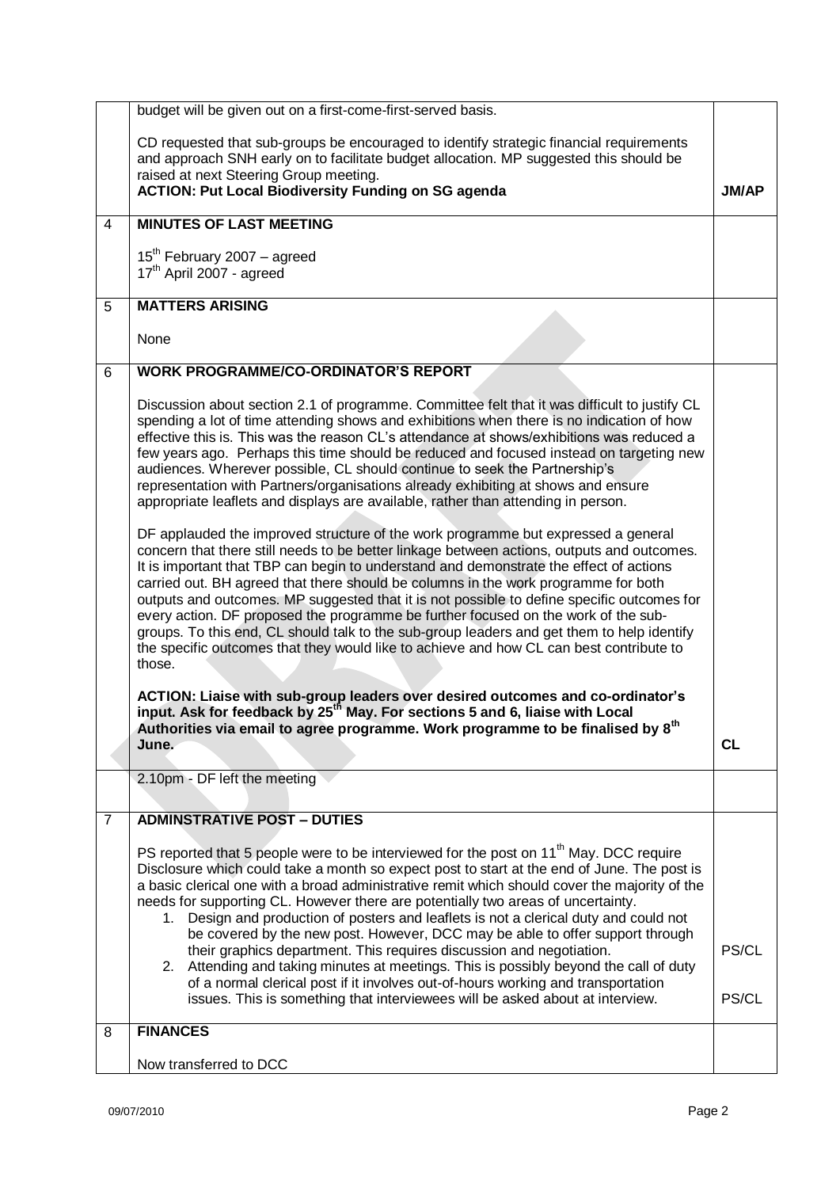| | | |
|---|---|---|
| | budget will be given out on a first-come-first-served basis.<br><br>CD requested that sub-groups be encouraged to identify strategic financial requirements and approach SNH early on to facilitate budget allocation. MP suggested this should be raised at next Steering Group meeting.<br>**ACTION: Put Local Biodiversity Funding on SG agenda** | **JM/AP** |
| 4 | **MINUTES OF LAST MEETING**<br><br>15th February 2007 – agreed<br>17th April 2007 - agreed | |
| 5 | **MATTERS ARISING**<br><br>None | |
| 6 | **WORK PROGRAMME/CO-ORDINATOR'S REPORT**<br><br>Discussion about section 2.1 of programme. Committee felt that it was difficult to justify CL spending a lot of time attending shows and exhibitions when there is no indication of how effective this is. This was the reason CL's attendance at shows/exhibitions was reduced a few years ago. Perhaps this time should be reduced and focused instead on targeting new audiences. Wherever possible, CL should continue to seek the Partnership's representation with Partners/organisations already exhibiting at shows and ensure appropriate leaflets and displays are available, rather than attending in person.<br><br>DF applauded the improved structure of the work programme but expressed a general concern that there still needs to be better linkage between actions, outputs and outcomes. It is important that TBP can begin to understand and demonstrate the effect of actions carried out. BH agreed that there should be columns in the work programme for both outputs and outcomes. MP suggested that it is not possible to define specific outcomes for every action. DF proposed the programme be further focused on the work of the sub-groups. To this end, CL should talk to the sub-group leaders and get them to help identify the specific outcomes that they would like to achieve and how CL can best contribute to those.<br><br>**ACTION: Liaise with sub-group leaders over desired outcomes and co-ordinator's input. Ask for feedback by 25th May. For sections 5 and 6, liaise with Local Authorities via email to agree programme. Work programme to be finalised by 8th June.** | **CL** |
| | 2.10pm - DF left the meeting | |
| 7 | **ADMINSTRATIVE POST – DUTIES**<br><br>PS reported that 5 people were to be interviewed for the post on 11th May. DCC require Disclosure which could take a month so expect post to start at the end of June. The post is a basic clerical one with a broad administrative remit which should cover the majority of the needs for supporting CL. However there are potentially two areas of uncertainty.<br>1. Design and production of posters and leaflets is not a clerical duty and could not be covered by the new post. However, DCC may be able to offer support through their graphics department. This requires discussion and negotiation.<br>2. Attending and taking minutes at meetings. This is possibly beyond the call of duty of a normal clerical post if it involves out-of-hours working and transportation issues. This is something that interviewees will be asked about at interview. | PS/CL<br><br>PS/CL |
| 8 | **FINANCES**<br><br>Now transferred to DCC | |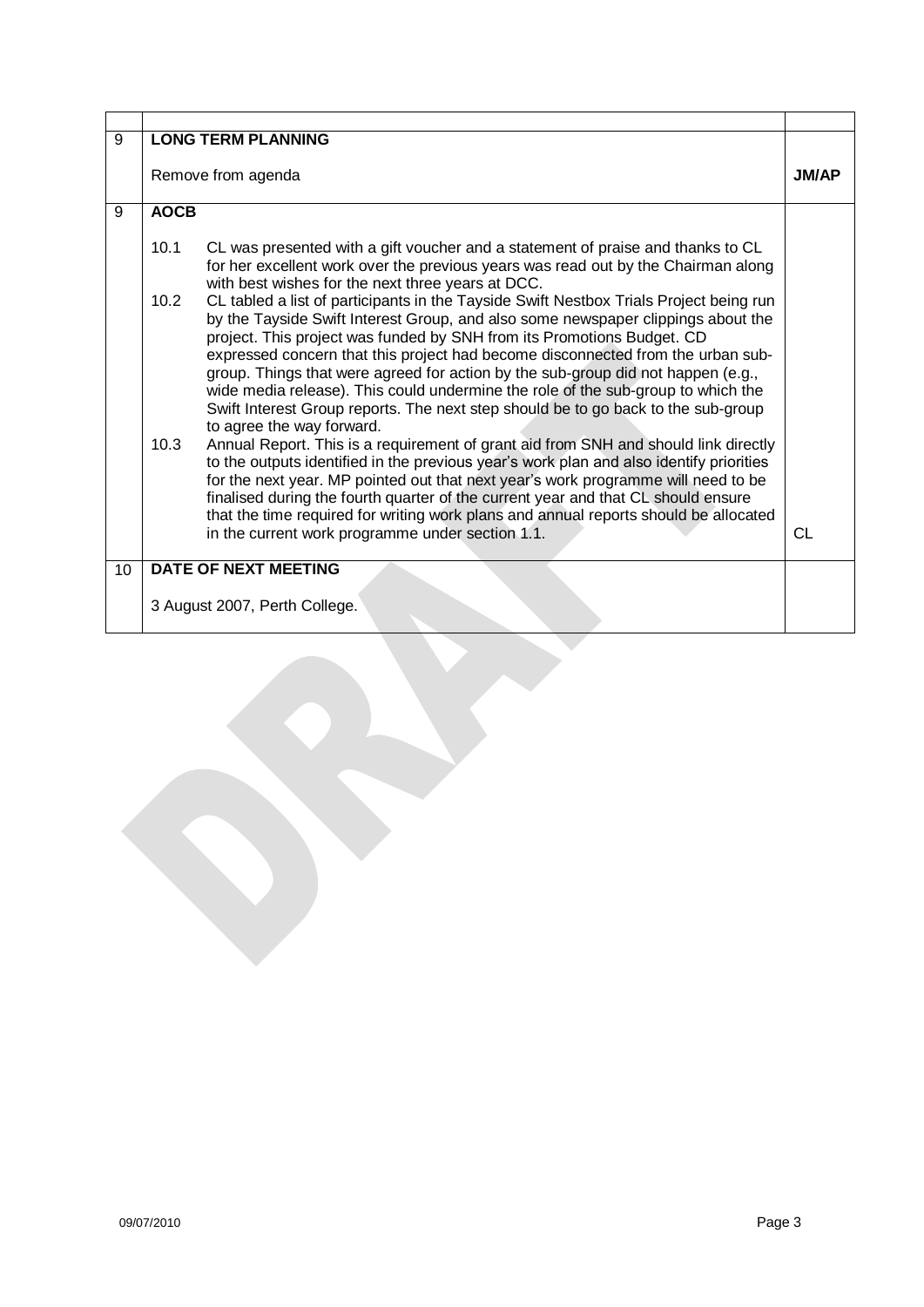| | | |
|---|---|---|
| 9 | **LONG TERM PLANNING**<br><br>Remove from agenda | **JM/AP** |
| 9 | **AOCB**<br><br>10.1 CL was presented with a gift voucher and a statement of praise and thanks to CL for her excellent work over the previous years was read out by the Chairman along with best wishes for the next three years at DCC.<br>10.2 CL tabled a list of participants in the Tayside Swift Nestbox Trials Project being run by the Tayside Swift Interest Group, and also some newspaper clippings about the project. This project was funded by SNH from its Promotions Budget. CD expressed concern that this project had become disconnected from the urban sub-group. Things that were agreed for action by the sub-group did not happen (e.g., wide media release). This could undermine the role of the sub-group to which the Swift Interest Group reports. The next step should be to go back to the sub-group to agree the way forward.<br>10.3 Annual Report. This is a requirement of grant aid from SNH and should link directly to the outputs identified in the previous year's work plan and also identify priorities for the next year. MP pointed out that next year's work programme will need to be finalised during the fourth quarter of the current year and that CL should ensure that the time required for writing work plans and annual reports should be allocated in the current work programme under section 1.1. | CL |
| 10 | **DATE OF NEXT MEETING**<br><br>3 August 2007, Perth College. | |

DRAFT